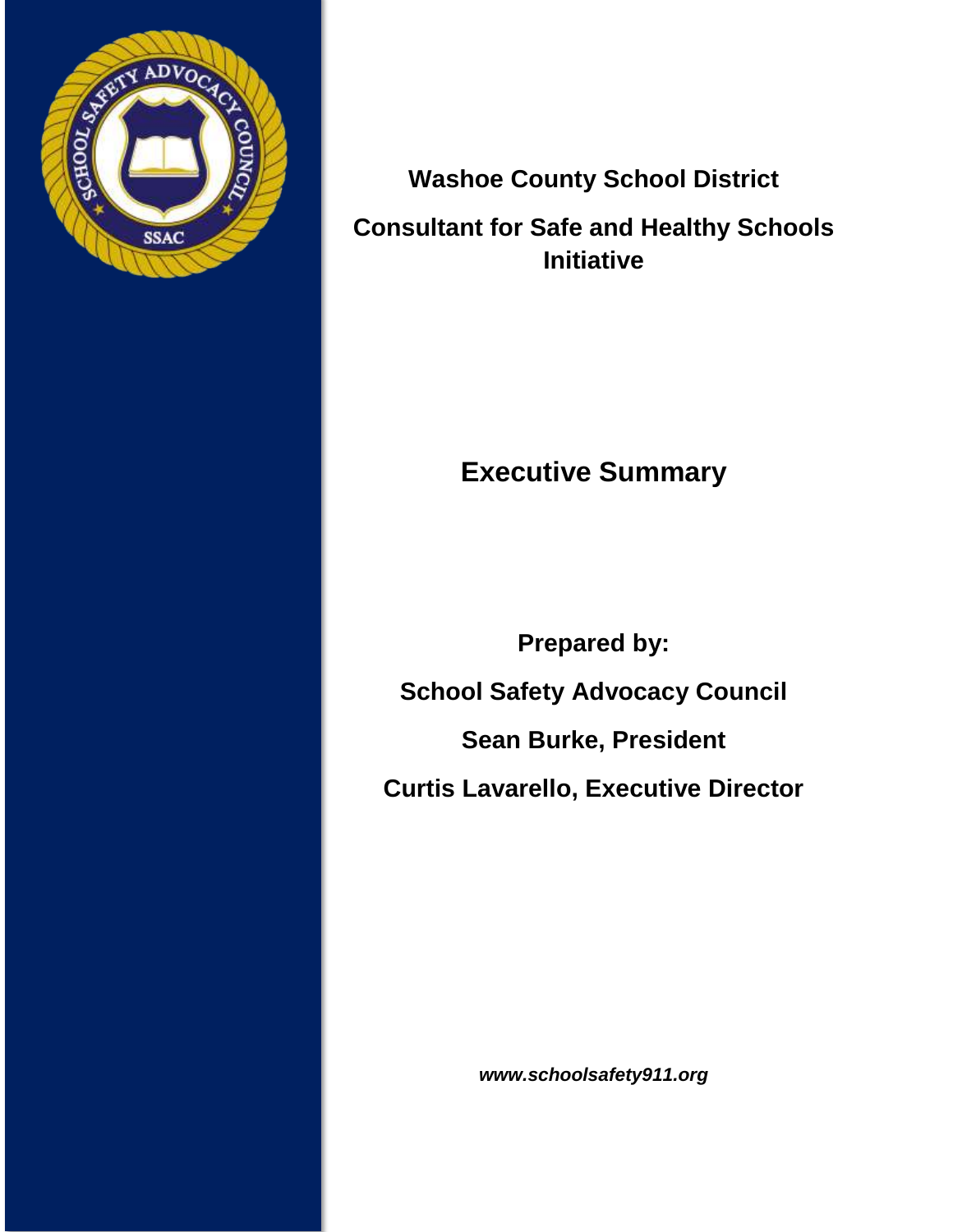# Washoe County School District

## Consultant for Safe and Healthy Schools Initiative

## Executive Summary

**Prepared by:**

**School Safety Advocacy Council**

**Sean Burke, President**

**Curtis Lavarello, Executive Director**

***www.schoolsafety911.org***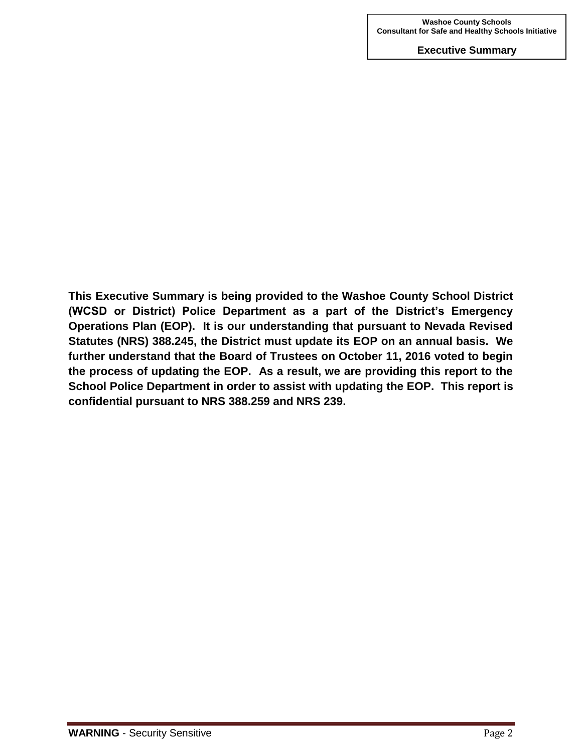**This Executive Summary is being provided to the Washoe County School District (WCSD or District) Police Department as a part of the District's Emergency Operations Plan (EOP). It is our understanding that pursuant to Nevada Revised Statutes (NRS) 388.245, the District must update its EOP on an annual basis. We further understand that the Board of Trustees on October 11, 2016 voted to begin the process of updating the EOP. As a result, we are providing this report to the School Police Department in order to assist with updating the EOP. This report is confidential pursuant to NRS 388.259 and NRS 239.**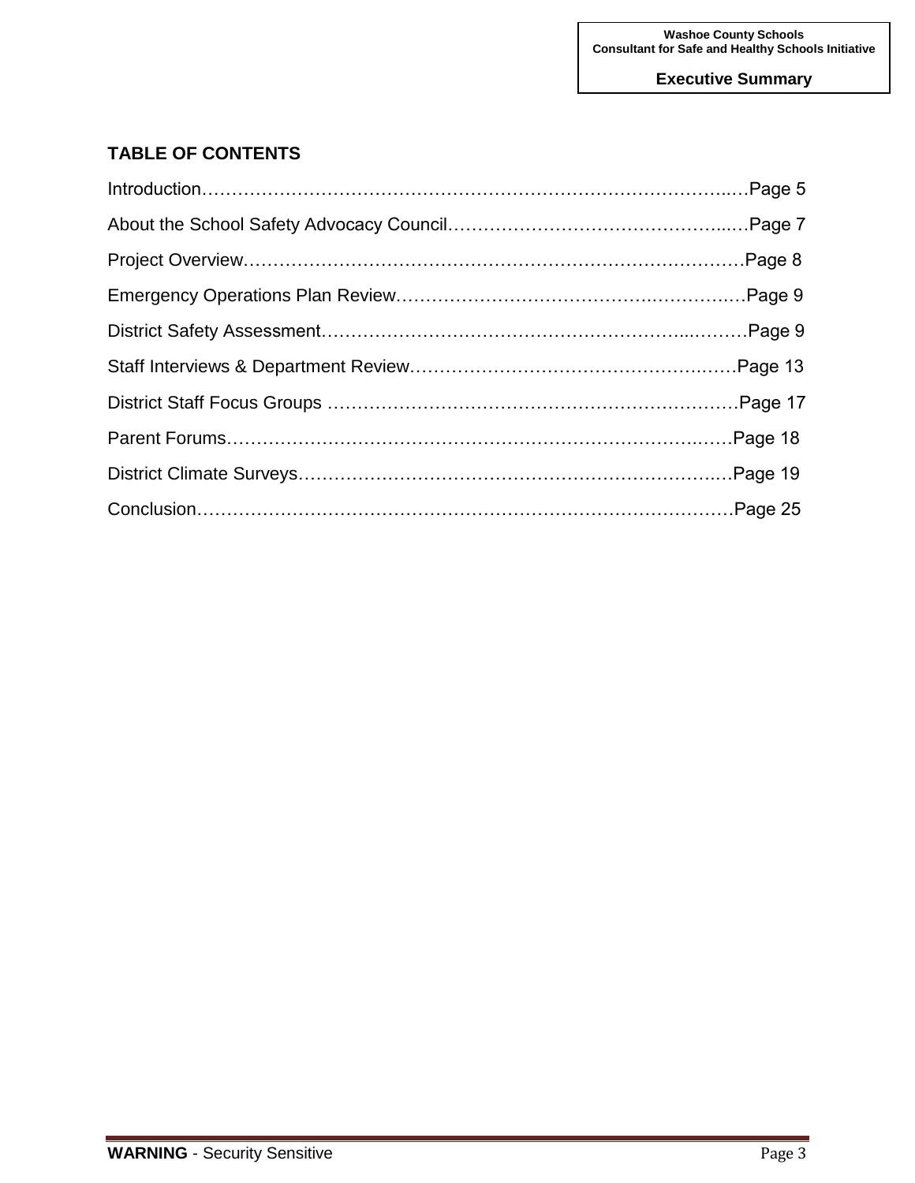## TABLE OF CONTENTS

Introduction……………………………………………………………………………..…Page 5

About the School Safety Advocacy Council……………………………………….....…Page 7

Project Overview…………………………………………………………………………Page 8

Emergency Operations Plan Review……………………………………….……………Page 9

District Safety Assessment…………………………………………………...……….Page 9

Staff Interviews & Department Review…………………………………………….……Page 13

District Staff Focus Groups ……………………………………………………………Page 17

Parent Forums……………………………………………………………………..……Page 18

District Climate Surveys…………………………………………………………….…Page 19

Conclusion………………………………………………………………………………Page 25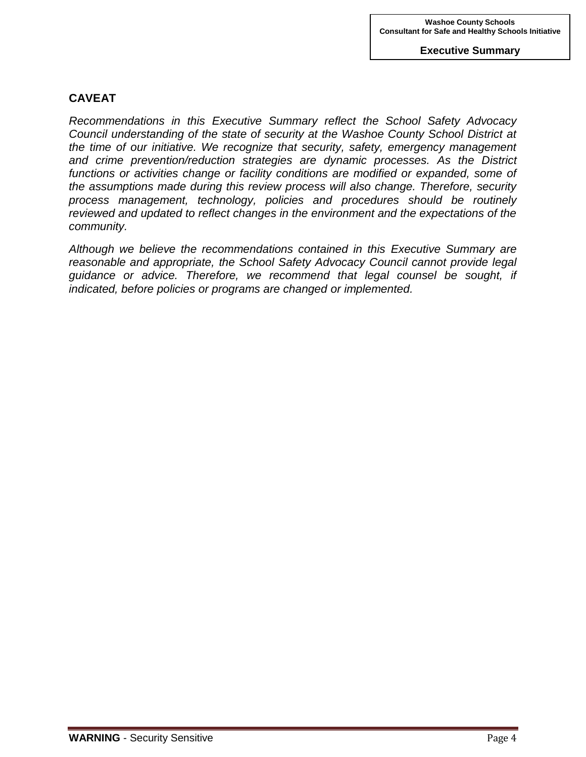## CAVEAT

*Recommendations in this Executive Summary reflect the School Safety Advocacy Council understanding of the state of security at the Washoe County School District at the time of our initiative. We recognize that security, safety, emergency management and crime prevention/reduction strategies are dynamic processes. As the District functions or activities change or facility conditions are modified or expanded, some of the assumptions made during this review process will also change. Therefore, security process management, technology, policies and procedures should be routinely reviewed and updated to reflect changes in the environment and the expectations of the community.*

*Although we believe the recommendations contained in this Executive Summary are reasonable and appropriate, the School Safety Advocacy Council cannot provide legal guidance or advice. Therefore, we recommend that legal counsel be sought, if indicated, before policies or programs are changed or implemented.*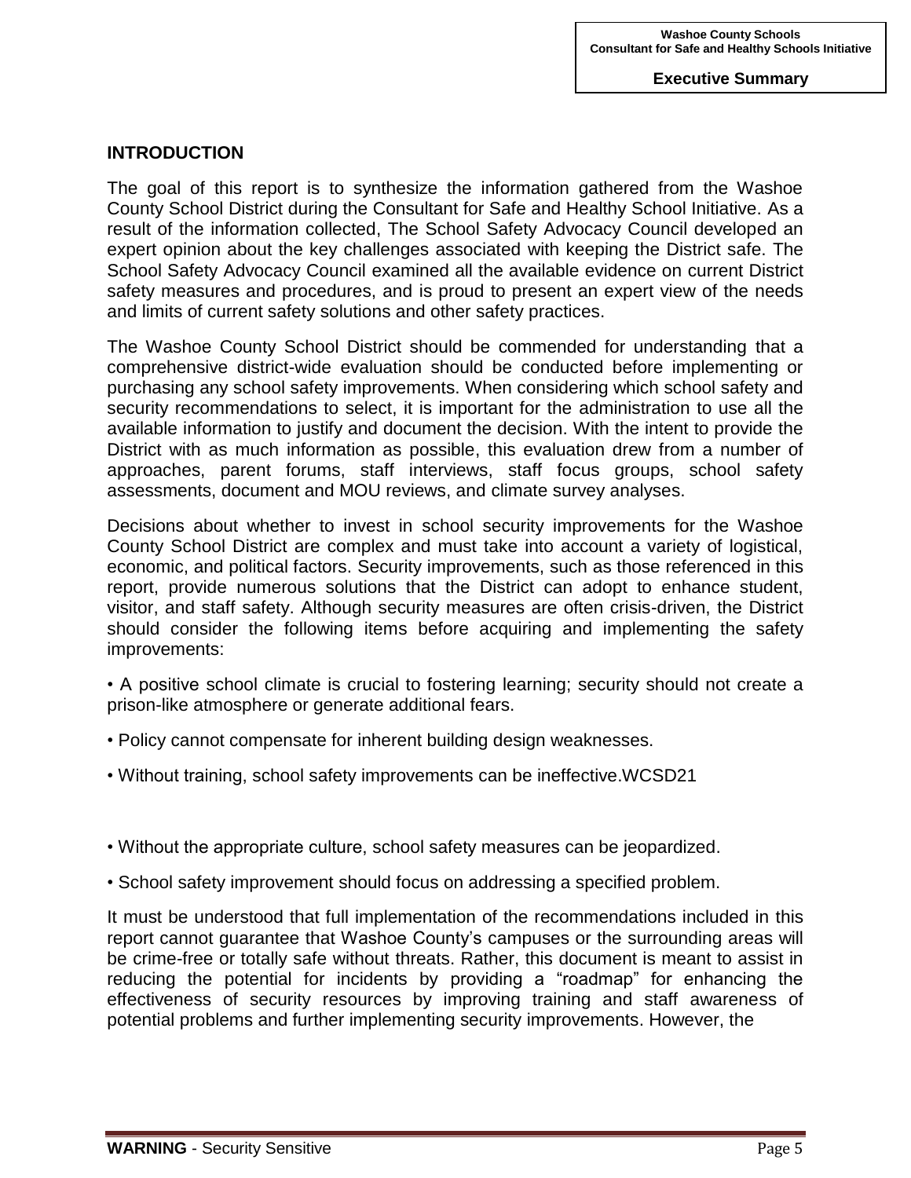## INTRODUCTION

The goal of this report is to synthesize the information gathered from the Washoe County School District during the Consultant for Safe and Healthy School Initiative. As a result of the information collected, The School Safety Advocacy Council developed an expert opinion about the key challenges associated with keeping the District safe. The School Safety Advocacy Council examined all the available evidence on current District safety measures and procedures, and is proud to present an expert view of the needs and limits of current safety solutions and other safety practices.

The Washoe County School District should be commended for understanding that a comprehensive district-wide evaluation should be conducted before implementing or purchasing any school safety improvements. When considering which school safety and security recommendations to select, it is important for the administration to use all the available information to justify and document the decision. With the intent to provide the District with as much information as possible, this evaluation drew from a number of approaches, parent forums, staff interviews, staff focus groups, school safety assessments, document and MOU reviews, and climate survey analyses.

Decisions about whether to invest in school security improvements for the Washoe County School District are complex and must take into account a variety of logistical, economic, and political factors. Security improvements, such as those referenced in this report, provide numerous solutions that the District can adopt to enhance student, visitor, and staff safety. Although security measures are often crisis-driven, the District should consider the following items before acquiring and implementing the safety improvements:

• A positive school climate is crucial to fostering learning; security should not create a prison-like atmosphere or generate additional fears.

• Policy cannot compensate for inherent building design weaknesses.

• Without training, school safety improvements can be ineffective.WCSD21

• Without the appropriate culture, school safety measures can be jeopardized.

• School safety improvement should focus on addressing a specified problem.

It must be understood that full implementation of the recommendations included in this report cannot guarantee that Washoe County's campuses or the surrounding areas will be crime-free or totally safe without threats. Rather, this document is meant to assist in reducing the potential for incidents by providing a "roadmap" for enhancing the effectiveness of security resources by improving training and staff awareness of potential problems and further implementing security improvements. However, the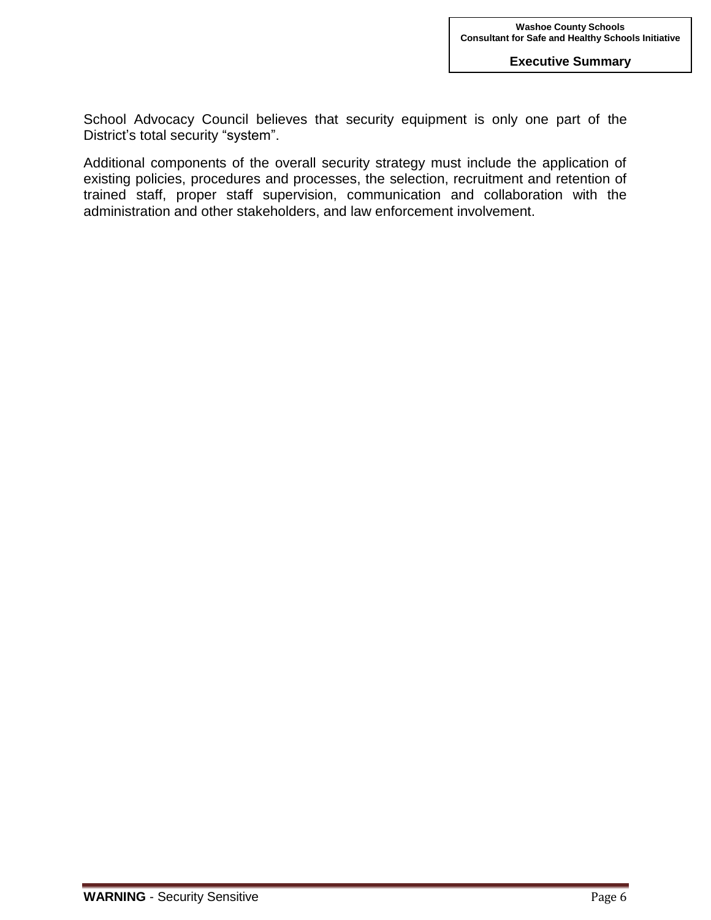School Advocacy Council believes that security equipment is only one part of the District's total security "system".

Additional components of the overall security strategy must include the application of existing policies, procedures and processes, the selection, recruitment and retention of trained staff, proper staff supervision, communication and collaboration with the administration and other stakeholders, and law enforcement involvement.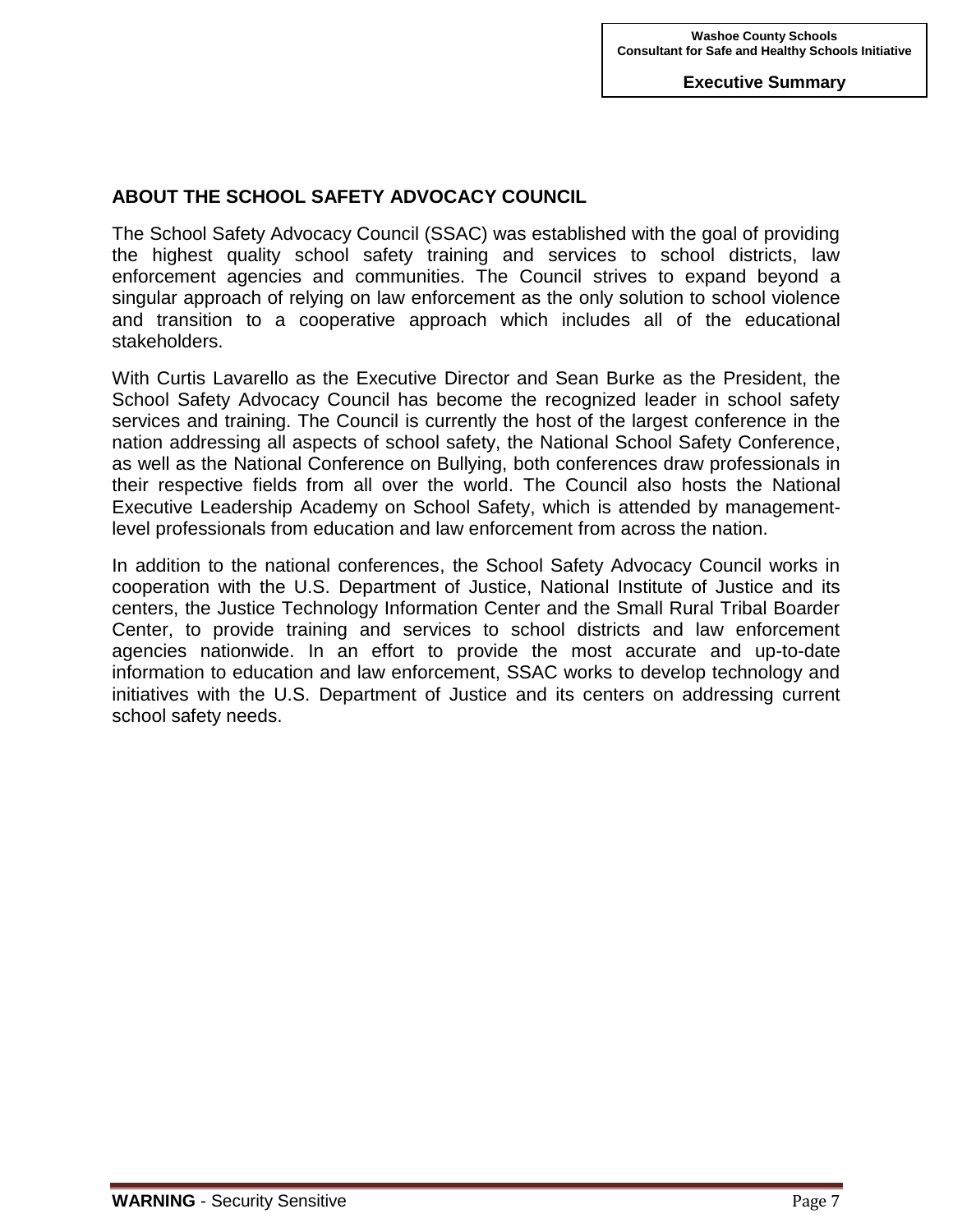## ABOUT THE SCHOOL SAFETY ADVOCACY COUNCIL

The School Safety Advocacy Council (SSAC) was established with the goal of providing the highest quality school safety training and services to school districts, law enforcement agencies and communities. The Council strives to expand beyond a singular approach of relying on law enforcement as the only solution to school violence and transition to a cooperative approach which includes all of the educational stakeholders.

With Curtis Lavarello as the Executive Director and Sean Burke as the President, the School Safety Advocacy Council has become the recognized leader in school safety services and training. The Council is currently the host of the largest conference in the nation addressing all aspects of school safety, the National School Safety Conference, as well as the National Conference on Bullying, both conferences draw professionals in their respective fields from all over the world. The Council also hosts the National Executive Leadership Academy on School Safety, which is attended by management-level professionals from education and law enforcement from across the nation.

In addition to the national conferences, the School Safety Advocacy Council works in cooperation with the U.S. Department of Justice, National Institute of Justice and its centers, the Justice Technology Information Center and the Small Rural Tribal Boarder Center, to provide training and services to school districts and law enforcement agencies nationwide. In an effort to provide the most accurate and up-to-date information to education and law enforcement, SSAC works to develop technology and initiatives with the U.S. Department of Justice and its centers on addressing current school safety needs.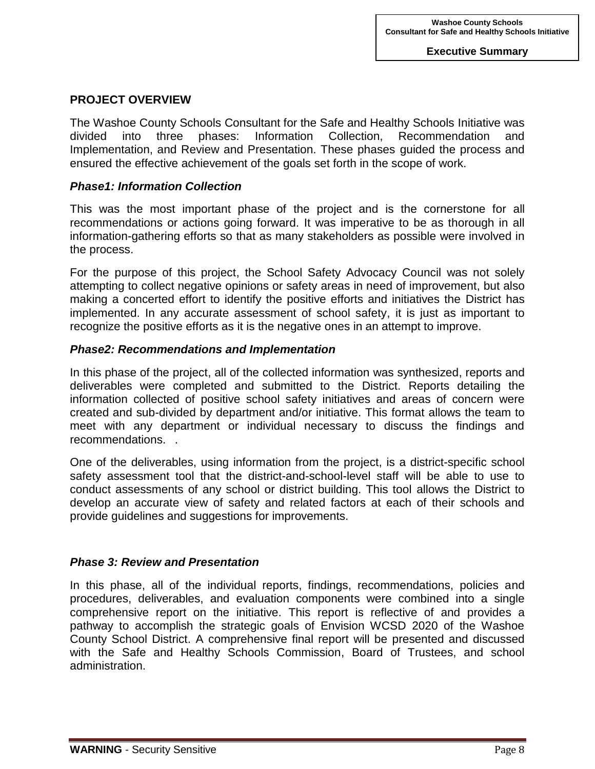## PROJECT OVERVIEW

The Washoe County Schools Consultant for the Safe and Healthy Schools Initiative was divided into three phases: Information Collection, Recommendation and Implementation, and Review and Presentation. These phases guided the process and ensured the effective achievement of the goals set forth in the scope of work.

### *Phase1: Information Collection*

This was the most important phase of the project and is the cornerstone for all recommendations or actions going forward. It was imperative to be as thorough in all information-gathering efforts so that as many stakeholders as possible were involved in the process.

For the purpose of this project, the School Safety Advocacy Council was not solely attempting to collect negative opinions or safety areas in need of improvement, but also making a concerted effort to identify the positive efforts and initiatives the District has implemented. In any accurate assessment of school safety, it is just as important to recognize the positive efforts as it is the negative ones in an attempt to improve.

### *Phase2: Recommendations and Implementation*

In this phase of the project, all of the collected information was synthesized, reports and deliverables were completed and submitted to the District. Reports detailing the information collected of positive school safety initiatives and areas of concern were created and sub-divided by department and/or initiative. This format allows the team to meet with any department or individual necessary to discuss the findings and recommendations.   .

One of the deliverables, using information from the project, is a district-specific school safety assessment tool that the district-and-school-level staff will be able to use to conduct assessments of any school or district building. This tool allows the District to develop an accurate view of safety and related factors at each of their schools and provide guidelines and suggestions for improvements.

### *Phase 3: Review and Presentation*

In this phase, all of the individual reports, findings, recommendations, policies and procedures, deliverables, and evaluation components were combined into a single comprehensive report on the initiative. This report is reflective of and provides a pathway to accomplish the strategic goals of Envision WCSD 2020 of the Washoe County School District. A comprehensive final report will be presented and discussed with the Safe and Healthy Schools Commission, Board of Trustees, and school administration.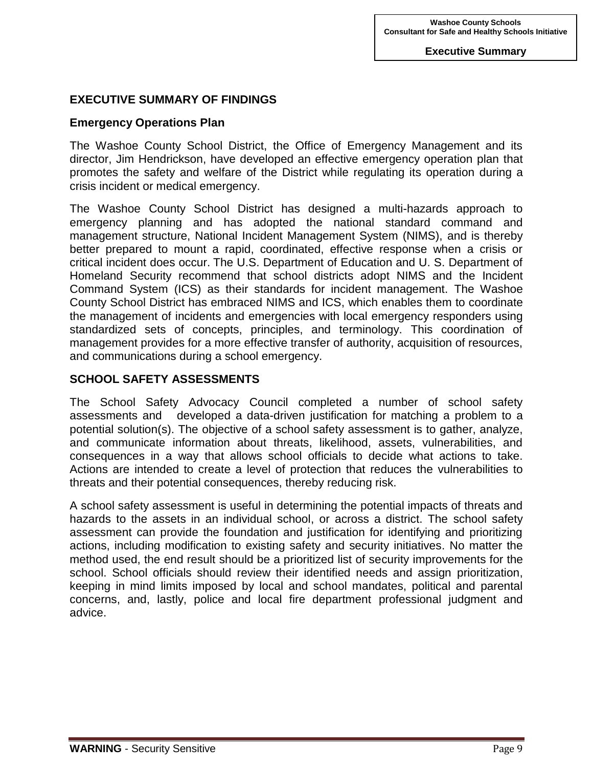# EXECUTIVE SUMMARY OF FINDINGS

## Emergency Operations Plan

The Washoe County School District, the Office of Emergency Management and its director, Jim Hendrickson, have developed an effective emergency operation plan that promotes the safety and welfare of the District while regulating its operation during a crisis incident or medical emergency.

The Washoe County School District has designed a multi-hazards approach to emergency planning and has adopted the national standard command and management structure, National Incident Management System (NIMS), and is thereby better prepared to mount a rapid, coordinated, effective response when a crisis or critical incident does occur. The U.S. Department of Education and U. S. Department of Homeland Security recommend that school districts adopt NIMS and the Incident Command System (ICS) as their standards for incident management. The Washoe County School District has embraced NIMS and ICS, which enables them to coordinate the management of incidents and emergencies with local emergency responders using standardized sets of concepts, principles, and terminology. This coordination of management provides for a more effective transfer of authority, acquisition of resources, and communications during a school emergency.

## SCHOOL SAFETY ASSESSMENTS

The School Safety Advocacy Council completed a number of school safety assessments and developed a data-driven justification for matching a problem to a potential solution(s). The objective of a school safety assessment is to gather, analyze, and communicate information about threats, likelihood, assets, vulnerabilities, and consequences in a way that allows school officials to decide what actions to take. Actions are intended to create a level of protection that reduces the vulnerabilities to threats and their potential consequences, thereby reducing risk.

A school safety assessment is useful in determining the potential impacts of threats and hazards to the assets in an individual school, or across a district. The school safety assessment can provide the foundation and justification for identifying and prioritizing actions, including modification to existing safety and security initiatives. No matter the method used, the end result should be a prioritized list of security improvements for the school. School officials should review their identified needs and assign prioritization, keeping in mind limits imposed by local and school mandates, political and parental concerns, and, lastly, police and local fire department professional judgment and advice.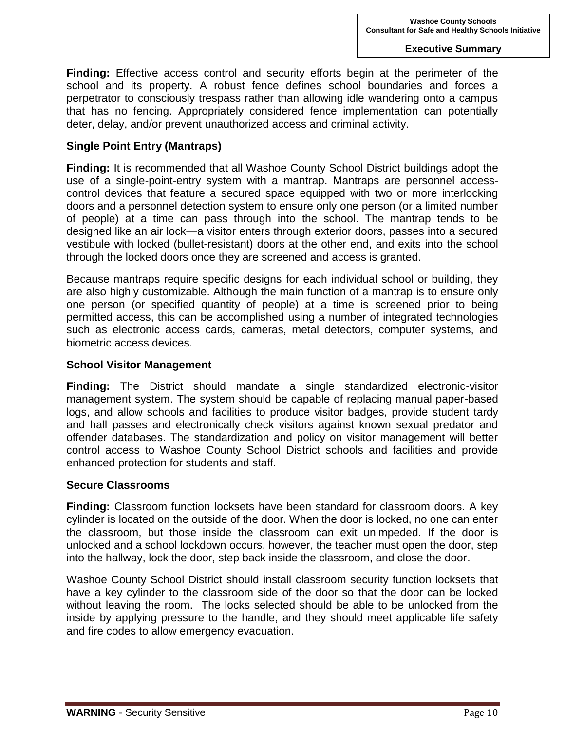**Finding:** Effective access control and security efforts begin at the perimeter of the school and its property. A robust fence defines school boundaries and forces a perpetrator to consciously trespass rather than allowing idle wandering onto a campus that has no fencing. Appropriately considered fence implementation can potentially deter, delay, and/or prevent unauthorized access and criminal activity.

### Single Point Entry (Mantraps)

**Finding:** It is recommended that all Washoe County School District buildings adopt the use of a single-point-entry system with a mantrap. Mantraps are personnel access-control devices that feature a secured space equipped with two or more interlocking doors and a personnel detection system to ensure only one person (or a limited number of people) at a time can pass through into the school. The mantrap tends to be designed like an air lock—a visitor enters through exterior doors, passes into a secured vestibule with locked (bullet-resistant) doors at the other end, and exits into the school through the locked doors once they are screened and access is granted.

Because mantraps require specific designs for each individual school or building, they are also highly customizable. Although the main function of a mantrap is to ensure only one person (or specified quantity of people) at a time is screened prior to being permitted access, this can be accomplished using a number of integrated technologies such as electronic access cards, cameras, metal detectors, computer systems, and biometric access devices.

### School Visitor Management

**Finding:** The District should mandate a single standardized electronic-visitor management system. The system should be capable of replacing manual paper-based logs, and allow schools and facilities to produce visitor badges, provide student tardy and hall passes and electronically check visitors against known sexual predator and offender databases. The standardization and policy on visitor management will better control access to Washoe County School District schools and facilities and provide enhanced protection for students and staff.

### Secure Classrooms

**Finding:** Classroom function locksets have been standard for classroom doors. A key cylinder is located on the outside of the door. When the door is locked, no one can enter the classroom, but those inside the classroom can exit unimpeded. If the door is unlocked and a school lockdown occurs, however, the teacher must open the door, step into the hallway, lock the door, step back inside the classroom, and close the door.

Washoe County School District should install classroom security function locksets that have a key cylinder to the classroom side of the door so that the door can be locked without leaving the room. The locks selected should be able to be unlocked from the inside by applying pressure to the handle, and they should meet applicable life safety and fire codes to allow emergency evacuation.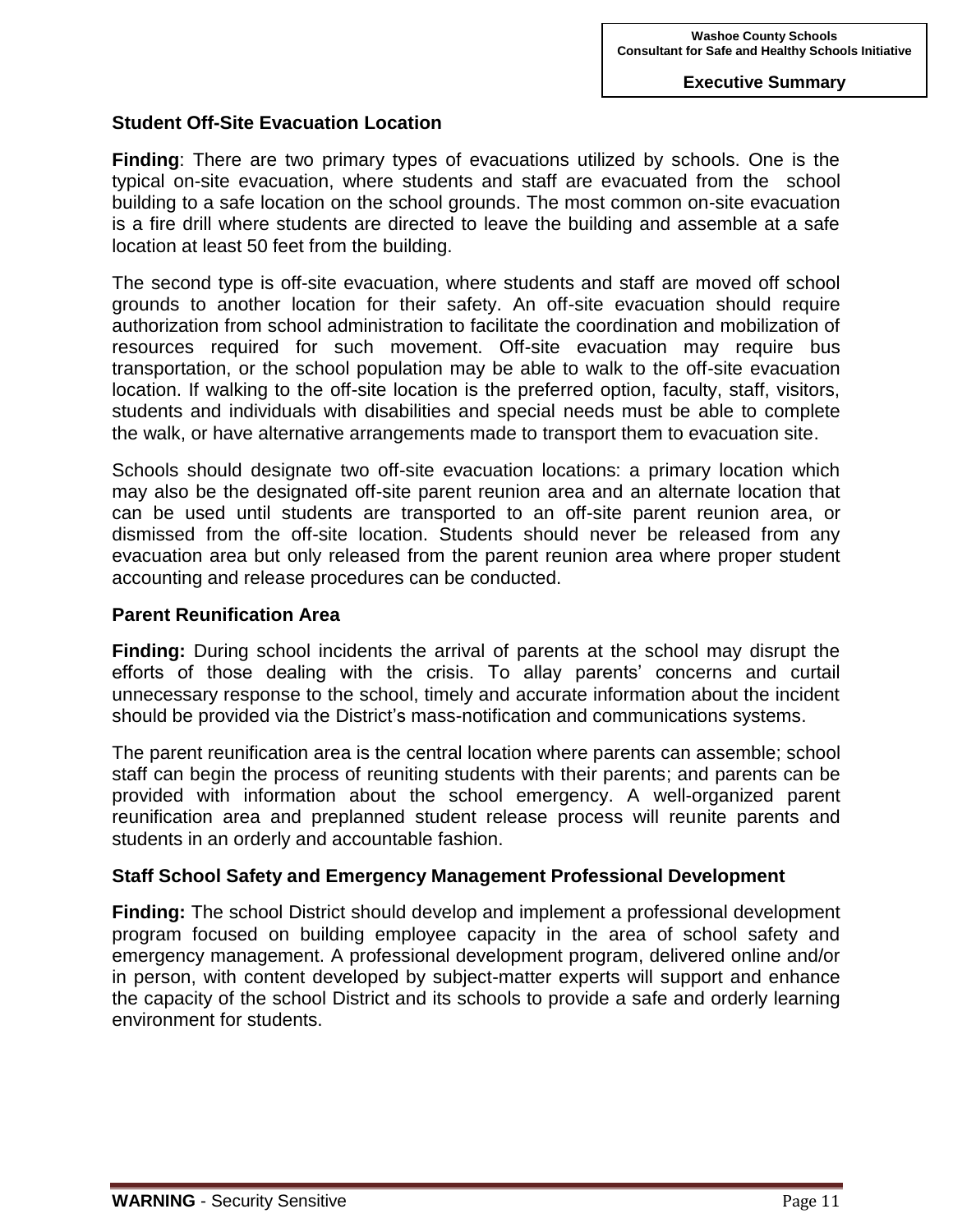### Student Off-Site Evacuation Location

**Finding**: There are two primary types of evacuations utilized by schools. One is the typical on-site evacuation, where students and staff are evacuated from the school building to a safe location on the school grounds. The most common on-site evacuation is a fire drill where students are directed to leave the building and assemble at a safe location at least 50 feet from the building.

The second type is off-site evacuation, where students and staff are moved off school grounds to another location for their safety. An off-site evacuation should require authorization from school administration to facilitate the coordination and mobilization of resources required for such movement. Off-site evacuation may require bus transportation, or the school population may be able to walk to the off-site evacuation location. If walking to the off-site location is the preferred option, faculty, staff, visitors, students and individuals with disabilities and special needs must be able to complete the walk, or have alternative arrangements made to transport them to evacuation site.

Schools should designate two off-site evacuation locations: a primary location which may also be the designated off-site parent reunion area and an alternate location that can be used until students are transported to an off-site parent reunion area, or dismissed from the off-site location. Students should never be released from any evacuation area but only released from the parent reunion area where proper student accounting and release procedures can be conducted.

### Parent Reunification Area

**Finding:** During school incidents the arrival of parents at the school may disrupt the efforts of those dealing with the crisis. To allay parents' concerns and curtail unnecessary response to the school, timely and accurate information about the incident should be provided via the District's mass-notification and communications systems.

The parent reunification area is the central location where parents can assemble; school staff can begin the process of reuniting students with their parents; and parents can be provided with information about the school emergency. A well-organized parent reunification area and preplanned student release process will reunite parents and students in an orderly and accountable fashion.

### Staff School Safety and Emergency Management Professional Development

**Finding:** The school District should develop and implement a professional development program focused on building employee capacity in the area of school safety and emergency management. A professional development program, delivered online and/or in person, with content developed by subject-matter experts will support and enhance the capacity of the school District and its schools to provide a safe and orderly learning environment for students.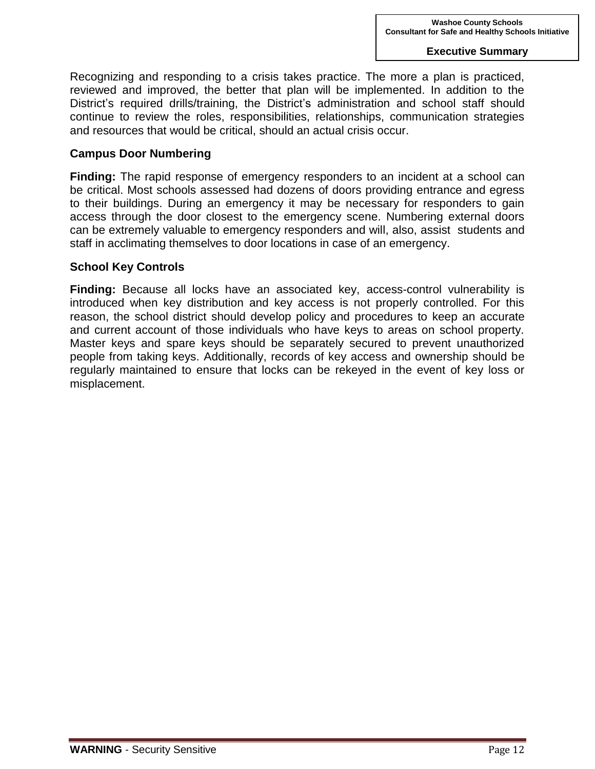Recognizing and responding to a crisis takes practice. The more a plan is practiced, reviewed and improved, the better that plan will be implemented. In addition to the District's required drills/training, the District's administration and school staff should continue to review the roles, responsibilities, relationships, communication strategies and resources that would be critical, should an actual crisis occur.

### Campus Door Numbering

**Finding:** The rapid response of emergency responders to an incident at a school can be critical. Most schools assessed had dozens of doors providing entrance and egress to their buildings. During an emergency it may be necessary for responders to gain access through the door closest to the emergency scene. Numbering external doors can be extremely valuable to emergency responders and will, also, assist students and staff in acclimating themselves to door locations in case of an emergency.

### School Key Controls

**Finding:** Because all locks have an associated key, access-control vulnerability is introduced when key distribution and key access is not properly controlled. For this reason, the school district should develop policy and procedures to keep an accurate and current account of those individuals who have keys to areas on school property. Master keys and spare keys should be separately secured to prevent unauthorized people from taking keys. Additionally, records of key access and ownership should be regularly maintained to ensure that locks can be rekeyed in the event of key loss or misplacement.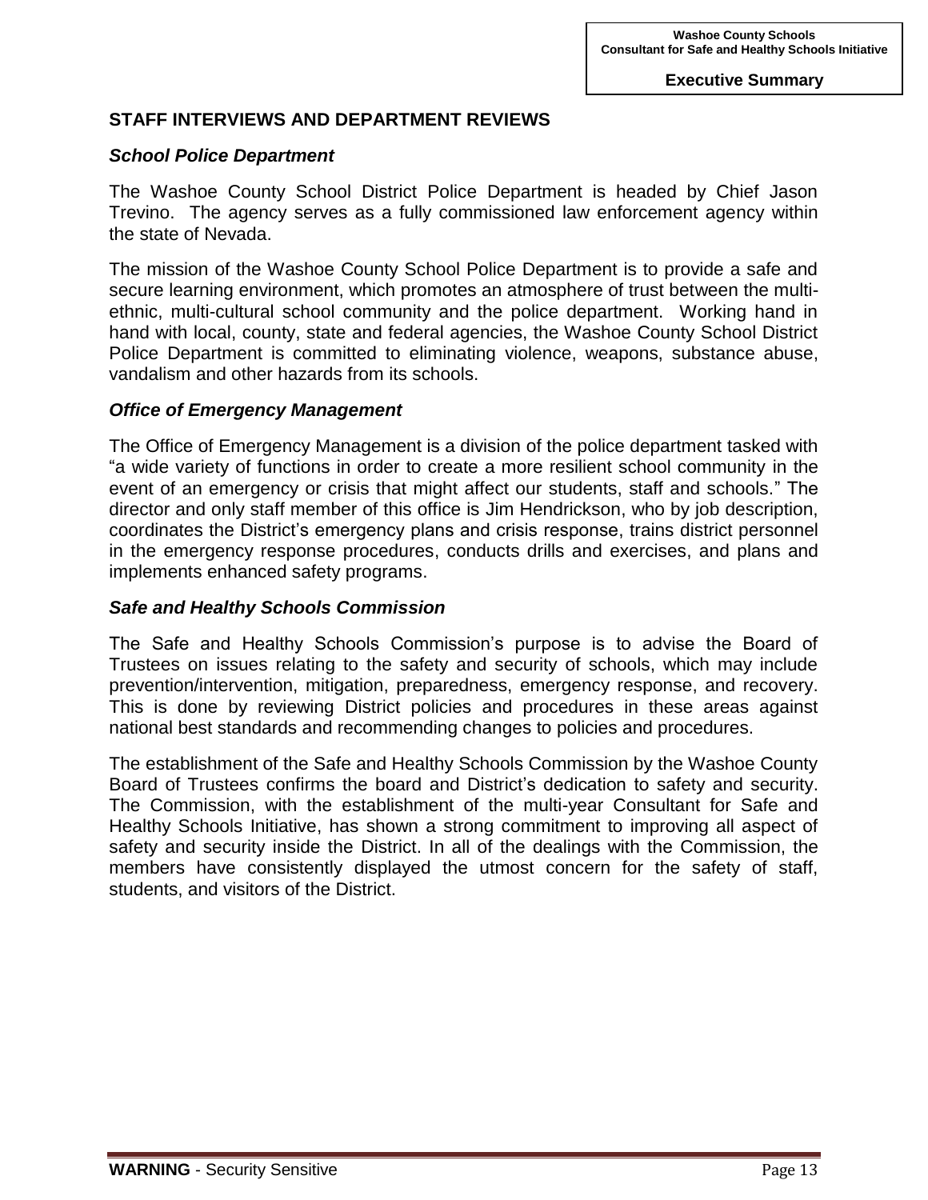## STAFF INTERVIEWS AND DEPARTMENT REVIEWS

### *School Police Department*

The Washoe County School District Police Department is headed by Chief Jason Trevino. The agency serves as a fully commissioned law enforcement agency within the state of Nevada.

The mission of the Washoe County School Police Department is to provide a safe and secure learning environment, which promotes an atmosphere of trust between the multi-ethnic, multi-cultural school community and the police department. Working hand in hand with local, county, state and federal agencies, the Washoe County School District Police Department is committed to eliminating violence, weapons, substance abuse, vandalism and other hazards from its schools.

### *Office of Emergency Management*

The Office of Emergency Management is a division of the police department tasked with "a wide variety of functions in order to create a more resilient school community in the event of an emergency or crisis that might affect our students, staff and schools." The director and only staff member of this office is Jim Hendrickson, who by job description, coordinates the District's emergency plans and crisis response, trains district personnel in the emergency response procedures, conducts drills and exercises, and plans and implements enhanced safety programs.

### *Safe and Healthy Schools Commission*

The Safe and Healthy Schools Commission's purpose is to advise the Board of Trustees on issues relating to the safety and security of schools, which may include prevention/intervention, mitigation, preparedness, emergency response, and recovery. This is done by reviewing District policies and procedures in these areas against national best standards and recommending changes to policies and procedures.

The establishment of the Safe and Healthy Schools Commission by the Washoe County Board of Trustees confirms the board and District's dedication to safety and security. The Commission, with the establishment of the multi-year Consultant for Safe and Healthy Schools Initiative, has shown a strong commitment to improving all aspect of safety and security inside the District. In all of the dealings with the Commission, the members have consistently displayed the utmost concern for the safety of staff, students, and visitors of the District.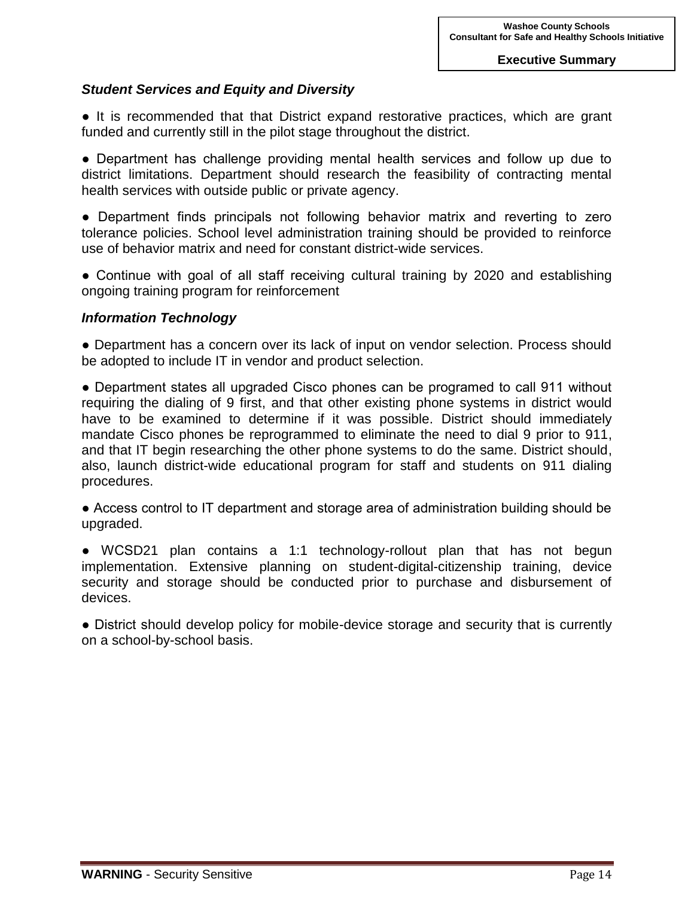### *Student Services and Equity and Diversity*

● It is recommended that that District expand restorative practices, which are grant funded and currently still in the pilot stage throughout the district.

● Department has challenge providing mental health services and follow up due to district limitations. Department should research the feasibility of contracting mental health services with outside public or private agency.

● Department finds principals not following behavior matrix and reverting to zero tolerance policies. School level administration training should be provided to reinforce use of behavior matrix and need for constant district-wide services.

● Continue with goal of all staff receiving cultural training by 2020 and establishing ongoing training program for reinforcement

### *Information Technology*

● Department has a concern over its lack of input on vendor selection. Process should be adopted to include IT in vendor and product selection.

● Department states all upgraded Cisco phones can be programed to call 911 without requiring the dialing of 9 first, and that other existing phone systems in district would have to be examined to determine if it was possible. District should immediately mandate Cisco phones be reprogrammed to eliminate the need to dial 9 prior to 911, and that IT begin researching the other phone systems to do the same. District should, also, launch district-wide educational program for staff and students on 911 dialing procedures.

● Access control to IT department and storage area of administration building should be upgraded.

● WCSD21 plan contains a 1:1 technology-rollout plan that has not begun implementation. Extensive planning on student-digital-citizenship training, device security and storage should be conducted prior to purchase and disbursement of devices.

● District should develop policy for mobile-device storage and security that is currently on a school-by-school basis.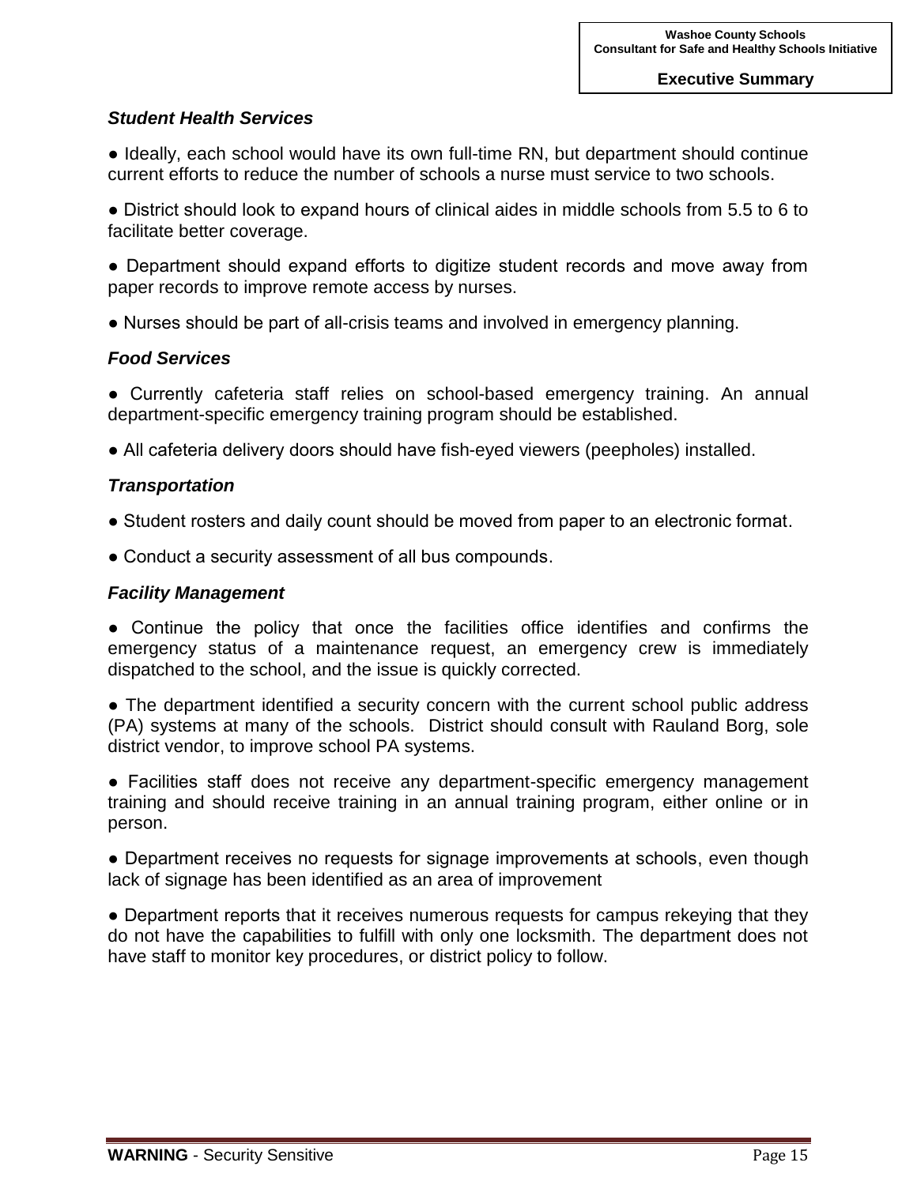***Student Health Services***

● Ideally, each school would have its own full-time RN, but department should continue current efforts to reduce the number of schools a nurse must service to two schools.

● District should look to expand hours of clinical aides in middle schools from 5.5 to 6 to facilitate better coverage.

● Department should expand efforts to digitize student records and move away from paper records to improve remote access by nurses.

● Nurses should be part of all-crisis teams and involved in emergency planning.

***Food Services***

● Currently cafeteria staff relies on school-based emergency training. An annual department-specific emergency training program should be established.

● All cafeteria delivery doors should have fish-eyed viewers (peepholes) installed.

***Transportation***

● Student rosters and daily count should be moved from paper to an electronic format.

● Conduct a security assessment of all bus compounds.

***Facility Management***

● Continue the policy that once the facilities office identifies and confirms the emergency status of a maintenance request, an emergency crew is immediately dispatched to the school, and the issue is quickly corrected.

● The department identified a security concern with the current school public address (PA) systems at many of the schools. District should consult with Rauland Borg, sole district vendor, to improve school PA systems.

● Facilities staff does not receive any department-specific emergency management training and should receive training in an annual training program, either online or in person.

● Department receives no requests for signage improvements at schools, even though lack of signage has been identified as an area of improvement

● Department reports that it receives numerous requests for campus rekeying that they do not have the capabilities to fulfill with only one locksmith. The department does not have staff to monitor key procedures, or district policy to follow.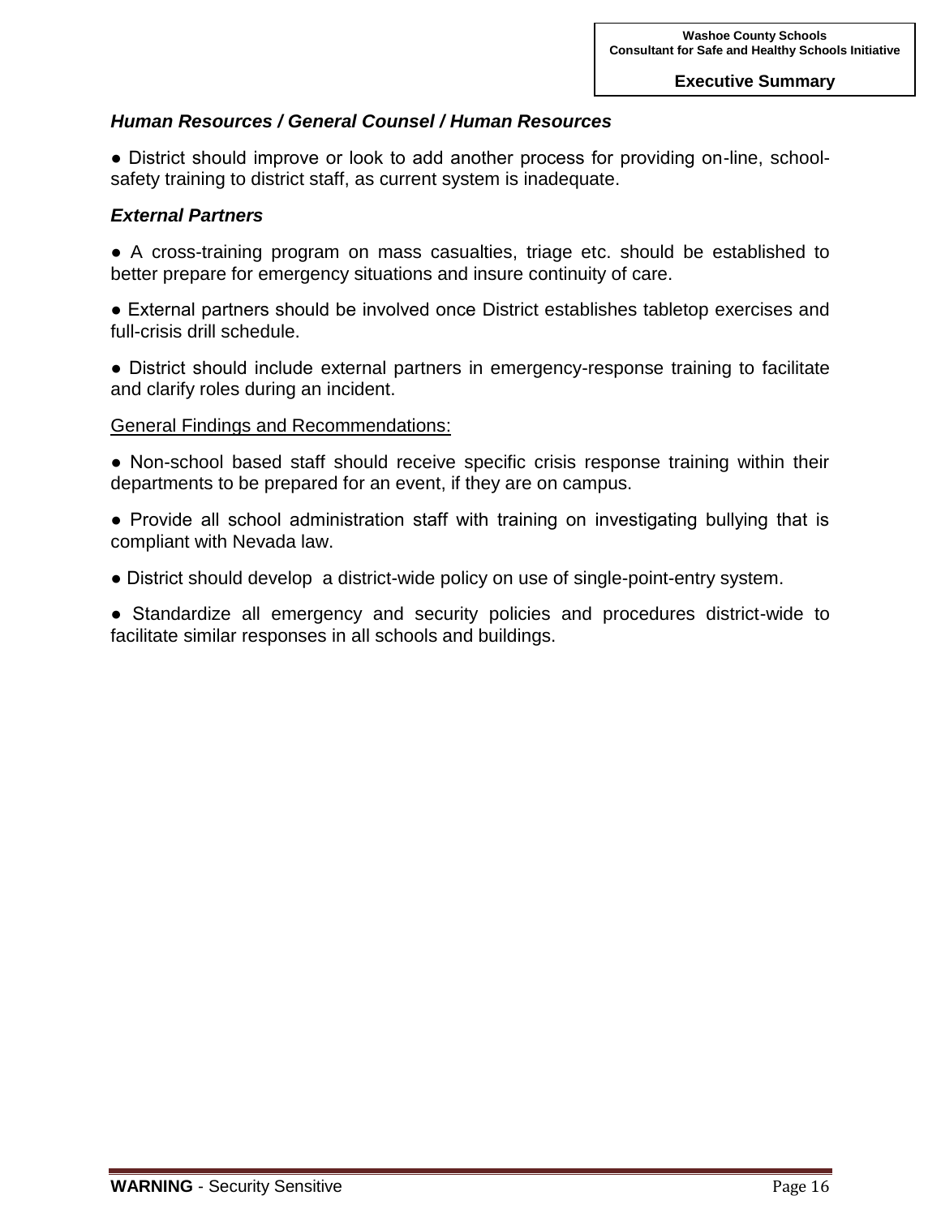***Human Resources / General Counsel / Human Resources***

- District should improve or look to add another process for providing on-line, school-safety training to district staff, as current system is inadequate.

***External Partners***

- A cross-training program on mass casualties, triage etc. should be established to better prepare for emergency situations and insure continuity of care.
- External partners should be involved once District establishes tabletop exercises and full-crisis drill schedule.
- District should include external partners in emergency-response training to facilitate and clarify roles during an incident.

<u>General Findings and Recommendations:</u>

- Non-school based staff should receive specific crisis response training within their departments to be prepared for an event, if they are on campus.
- Provide all school administration staff with training on investigating bullying that is compliant with Nevada law.
- District should develop a district-wide policy on use of single-point-entry system.
- Standardize all emergency and security policies and procedures district-wide to facilitate similar responses in all schools and buildings.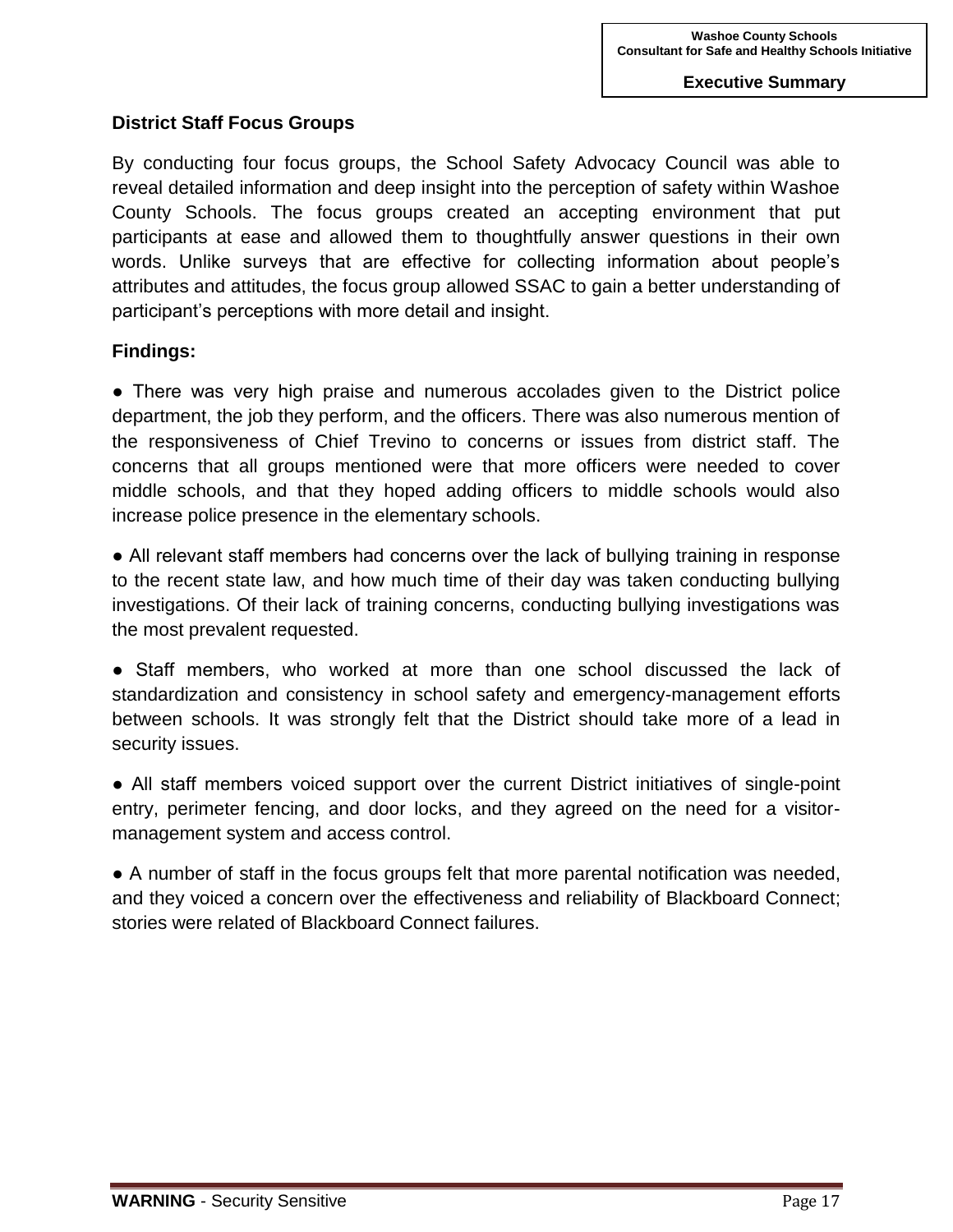## District Staff Focus Groups

By conducting four focus groups, the School Safety Advocacy Council was able to reveal detailed information and deep insight into the perception of safety within Washoe County Schools. The focus groups created an accepting environment that put participants at ease and allowed them to thoughtfully answer questions in their own words. Unlike surveys that are effective for collecting information about people's attributes and attitudes, the focus group allowed SSAC to gain a better understanding of participant's perceptions with more detail and insight.

**Findings:**

- There was very high praise and numerous accolades given to the District police department, the job they perform, and the officers. There was also numerous mention of the responsiveness of Chief Trevino to concerns or issues from district staff. The concerns that all groups mentioned were that more officers were needed to cover middle schools, and that they hoped adding officers to middle schools would also increase police presence in the elementary schools.

- All relevant staff members had concerns over the lack of bullying training in response to the recent state law, and how much time of their day was taken conducting bullying investigations. Of their lack of training concerns, conducting bullying investigations was the most prevalent requested.

- Staff members, who worked at more than one school discussed the lack of standardization and consistency in school safety and emergency-management efforts between schools. It was strongly felt that the District should take more of a lead in security issues.

- All staff members voiced support over the current District initiatives of single-point entry, perimeter fencing, and door locks, and they agreed on the need for a visitor-management system and access control.

- A number of staff in the focus groups felt that more parental notification was needed, and they voiced a concern over the effectiveness and reliability of Blackboard Connect; stories were related of Blackboard Connect failures.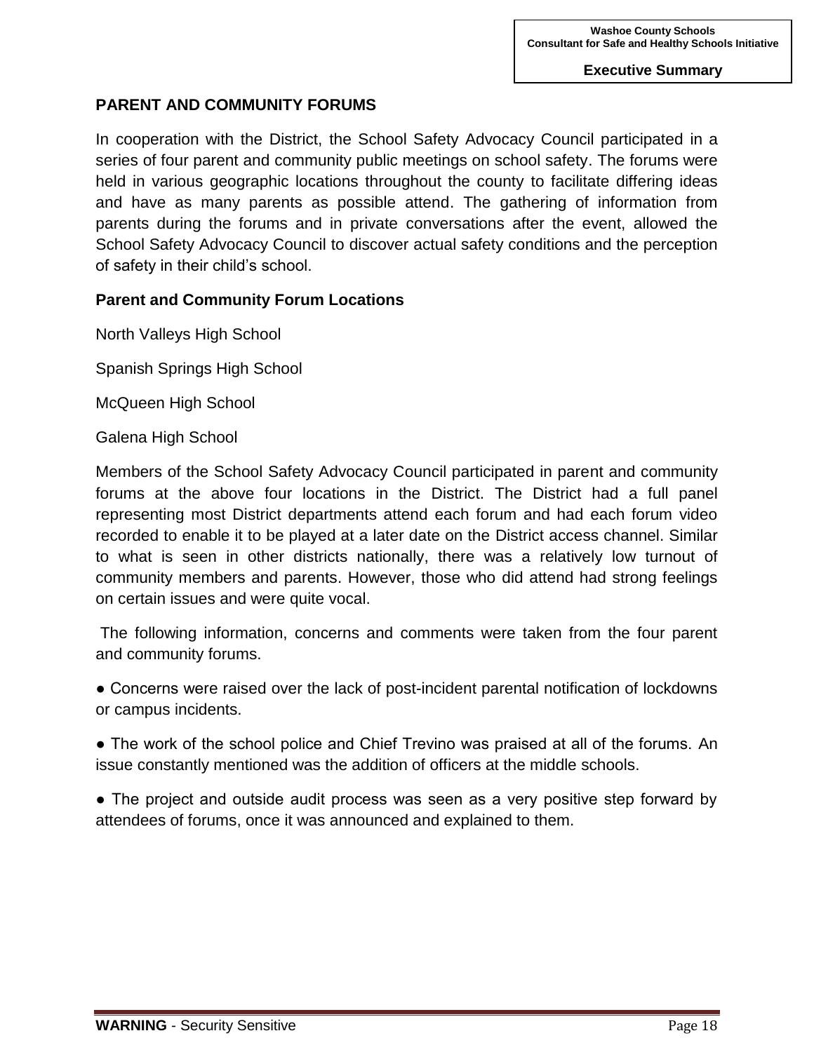## PARENT AND COMMUNITY FORUMS

In cooperation with the District, the School Safety Advocacy Council participated in a series of four parent and community public meetings on school safety. The forums were held in various geographic locations throughout the county to facilitate differing ideas and have as many parents as possible attend. The gathering of information from parents during the forums and in private conversations after the event, allowed the School Safety Advocacy Council to discover actual safety conditions and the perception of safety in their child's school.

### Parent and Community Forum Locations

North Valleys High School

Spanish Springs High School

McQueen High School

Galena High School

Members of the School Safety Advocacy Council participated in parent and community forums at the above four locations in the District. The District had a full panel representing most District departments attend each forum and had each forum video recorded to enable it to be played at a later date on the District access channel. Similar to what is seen in other districts nationally, there was a relatively low turnout of community members and parents. However, those who did attend had strong feelings on certain issues and were quite vocal.

The following information, concerns and comments were taken from the four parent and community forums.

- Concerns were raised over the lack of post-incident parental notification of lockdowns or campus incidents.
- The work of the school police and Chief Trevino was praised at all of the forums. An issue constantly mentioned was the addition of officers at the middle schools.
- The project and outside audit process was seen as a very positive step forward by attendees of forums, once it was announced and explained to them.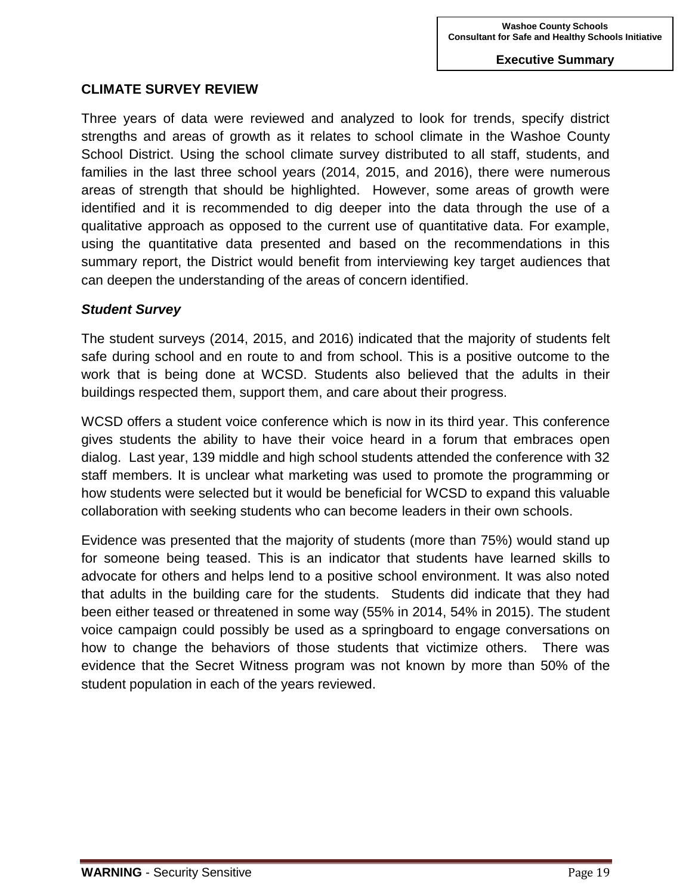## CLIMATE SURVEY REVIEW

Three years of data were reviewed and analyzed to look for trends, specify district strengths and areas of growth as it relates to school climate in the Washoe County School District. Using the school climate survey distributed to all staff, students, and families in the last three school years (2014, 2015, and 2016), there were numerous areas of strength that should be highlighted. However, some areas of growth were identified and it is recommended to dig deeper into the data through the use of a qualitative approach as opposed to the current use of quantitative data. For example, using the quantitative data presented and based on the recommendations in this summary report, the District would benefit from interviewing key target audiences that can deepen the understanding of the areas of concern identified.

### *Student Survey*

The student surveys (2014, 2015, and 2016) indicated that the majority of students felt safe during school and en route to and from school. This is a positive outcome to the work that is being done at WCSD. Students also believed that the adults in their buildings respected them, support them, and care about their progress.

WCSD offers a student voice conference which is now in its third year. This conference gives students the ability to have their voice heard in a forum that embraces open dialog. Last year, 139 middle and high school students attended the conference with 32 staff members. It is unclear what marketing was used to promote the programming or how students were selected but it would be beneficial for WCSD to expand this valuable collaboration with seeking students who can become leaders in their own schools.

Evidence was presented that the majority of students (more than 75%) would stand up for someone being teased. This is an indicator that students have learned skills to advocate for others and helps lend to a positive school environment. It was also noted that adults in the building care for the students. Students did indicate that they had been either teased or threatened in some way (55% in 2014, 54% in 2015). The student voice campaign could possibly be used as a springboard to engage conversations on how to change the behaviors of those students that victimize others. There was evidence that the Secret Witness program was not known by more than 50% of the student population in each of the years reviewed.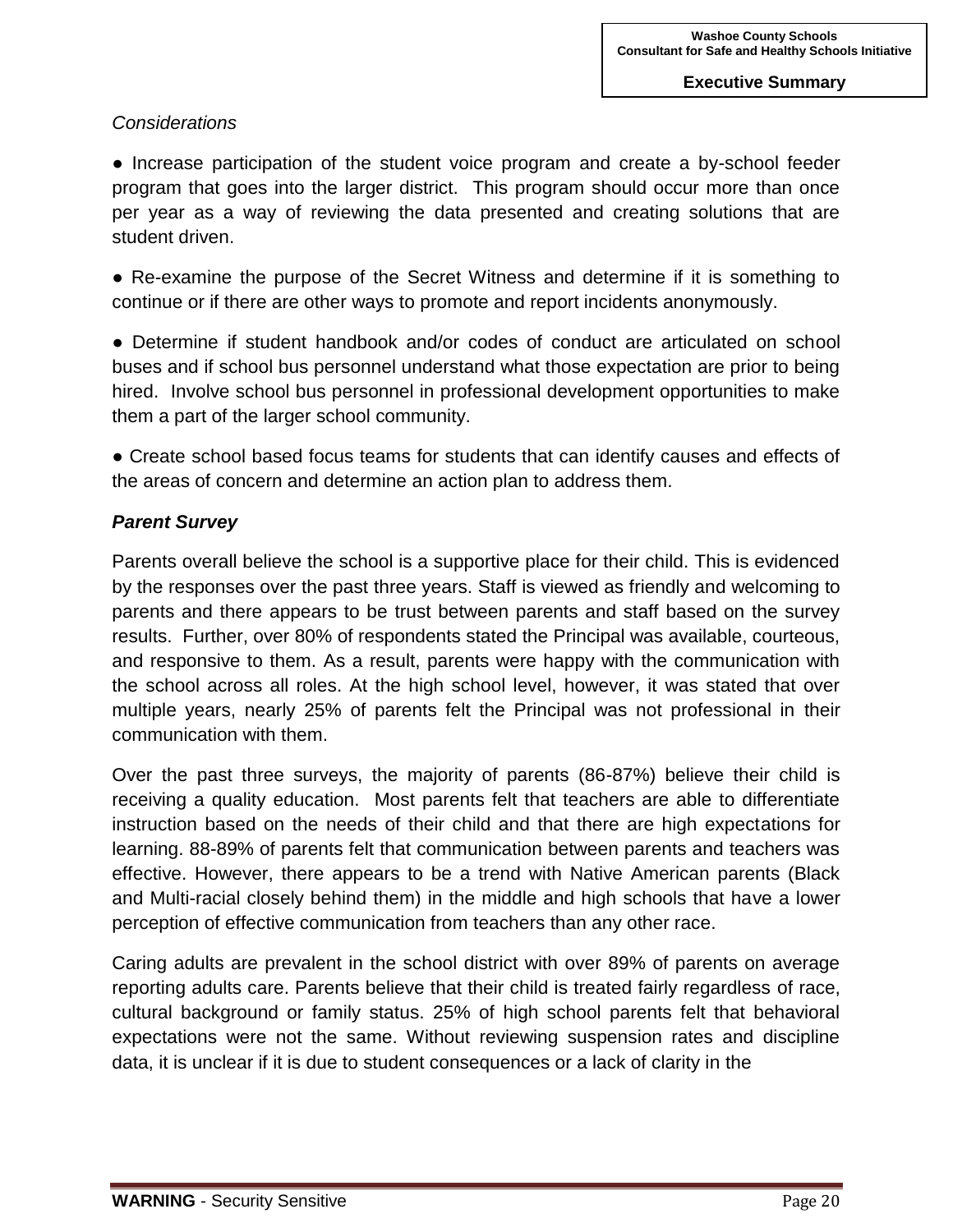*Considerations*

● Increase participation of the student voice program and create a by-school feeder program that goes into the larger district. This program should occur more than once per year as a way of reviewing the data presented and creating solutions that are student driven.

● Re-examine the purpose of the Secret Witness and determine if it is something to continue or if there are other ways to promote and report incidents anonymously.

● Determine if student handbook and/or codes of conduct are articulated on school buses and if school bus personnel understand what those expectation are prior to being hired. Involve school bus personnel in professional development opportunities to make them a part of the larger school community.

● Create school based focus teams for students that can identify causes and effects of the areas of concern and determine an action plan to address them.

***Parent Survey***

Parents overall believe the school is a supportive place for their child. This is evidenced by the responses over the past three years. Staff is viewed as friendly and welcoming to parents and there appears to be trust between parents and staff based on the survey results. Further, over 80% of respondents stated the Principal was available, courteous, and responsive to them. As a result, parents were happy with the communication with the school across all roles. At the high school level, however, it was stated that over multiple years, nearly 25% of parents felt the Principal was not professional in their communication with them.

Over the past three surveys, the majority of parents (86-87%) believe their child is receiving a quality education. Most parents felt that teachers are able to differentiate instruction based on the needs of their child and that there are high expectations for learning. 88-89% of parents felt that communication between parents and teachers was effective. However, there appears to be a trend with Native American parents (Black and Multi-racial closely behind them) in the middle and high schools that have a lower perception of effective communication from teachers than any other race.

Caring adults are prevalent in the school district with over 89% of parents on average reporting adults care. Parents believe that their child is treated fairly regardless of race, cultural background or family status. 25% of high school parents felt that behavioral expectations were not the same. Without reviewing suspension rates and discipline data, it is unclear if it is due to student consequences or a lack of clarity in the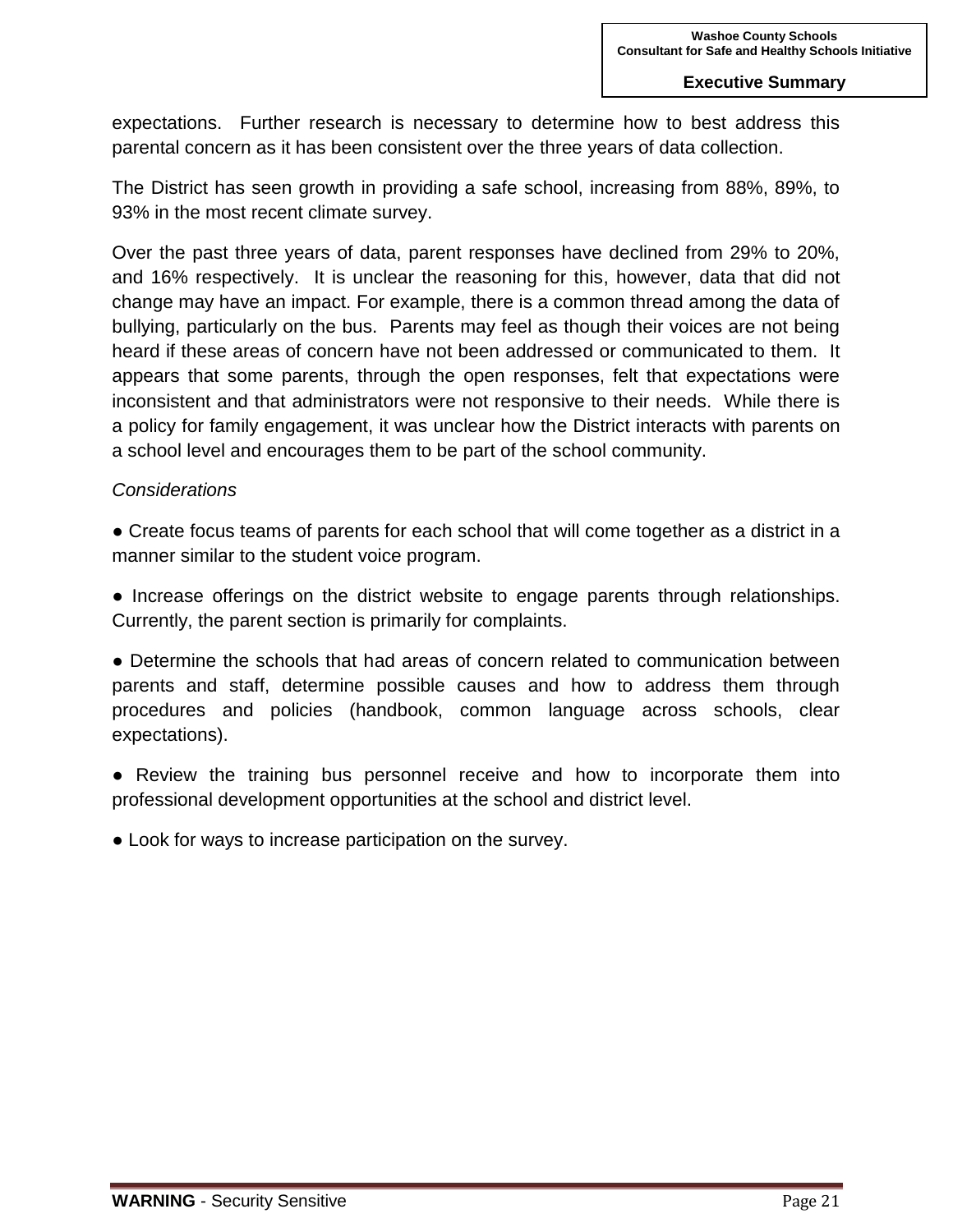expectations. Further research is necessary to determine how to best address this parental concern as it has been consistent over the three years of data collection.

The District has seen growth in providing a safe school, increasing from 88%, 89%, to 93% in the most recent climate survey.

Over the past three years of data, parent responses have declined from 29% to 20%, and 16% respectively. It is unclear the reasoning for this, however, data that did not change may have an impact. For example, there is a common thread among the data of bullying, particularly on the bus. Parents may feel as though their voices are not being heard if these areas of concern have not been addressed or communicated to them. It appears that some parents, through the open responses, felt that expectations were inconsistent and that administrators were not responsive to their needs. While there is a policy for family engagement, it was unclear how the District interacts with parents on a school level and encourages them to be part of the school community.

*Considerations*

- Create focus teams of parents for each school that will come together as a district in a manner similar to the student voice program.
- Increase offerings on the district website to engage parents through relationships. Currently, the parent section is primarily for complaints.
- Determine the schools that had areas of concern related to communication between parents and staff, determine possible causes and how to address them through procedures and policies (handbook, common language across schools, clear expectations).
- Review the training bus personnel receive and how to incorporate them into professional development opportunities at the school and district level.
- Look for ways to increase participation on the survey.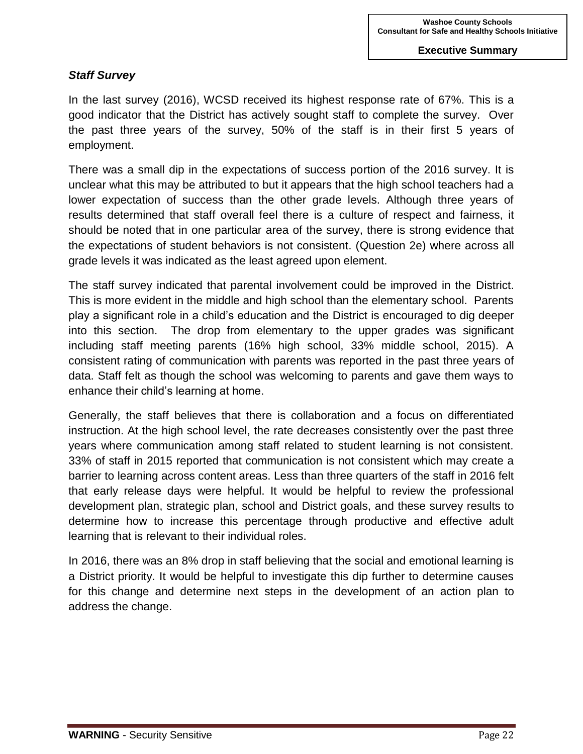***Staff Survey***

In the last survey (2016), WCSD received its highest response rate of 67%. This is a good indicator that the District has actively sought staff to complete the survey. Over the past three years of the survey, 50% of the staff is in their first 5 years of employment.

There was a small dip in the expectations of success portion of the 2016 survey. It is unclear what this may be attributed to but it appears that the high school teachers had a lower expectation of success than the other grade levels. Although three years of results determined that staff overall feel there is a culture of respect and fairness, it should be noted that in one particular area of the survey, there is strong evidence that the expectations of student behaviors is not consistent. (Question 2e) where across all grade levels it was indicated as the least agreed upon element.

The staff survey indicated that parental involvement could be improved in the District. This is more evident in the middle and high school than the elementary school. Parents play a significant role in a child's education and the District is encouraged to dig deeper into this section. The drop from elementary to the upper grades was significant including staff meeting parents (16% high school, 33% middle school, 2015). A consistent rating of communication with parents was reported in the past three years of data. Staff felt as though the school was welcoming to parents and gave them ways to enhance their child's learning at home.

Generally, the staff believes that there is collaboration and a focus on differentiated instruction. At the high school level, the rate decreases consistently over the past three years where communication among staff related to student learning is not consistent. 33% of staff in 2015 reported that communication is not consistent which may create a barrier to learning across content areas. Less than three quarters of the staff in 2016 felt that early release days were helpful. It would be helpful to review the professional development plan, strategic plan, school and District goals, and these survey results to determine how to increase this percentage through productive and effective adult learning that is relevant to their individual roles.

In 2016, there was an 8% drop in staff believing that the social and emotional learning is a District priority. It would be helpful to investigate this dip further to determine causes for this change and determine next steps in the development of an action plan to address the change.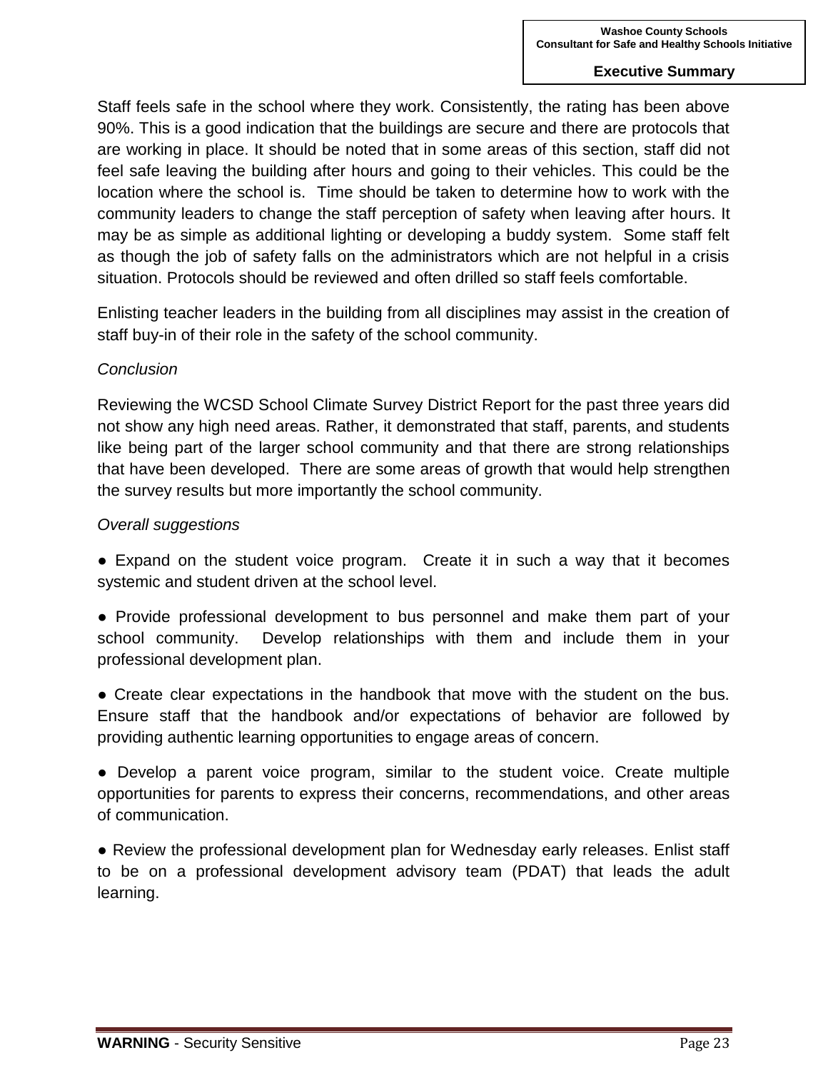Staff feels safe in the school where they work. Consistently, the rating has been above 90%. This is a good indication that the buildings are secure and there are protocols that are working in place. It should be noted that in some areas of this section, staff did not feel safe leaving the building after hours and going to their vehicles. This could be the location where the school is.  Time should be taken to determine how to work with the community leaders to change the staff perception of safety when leaving after hours. It may be as simple as additional lighting or developing a buddy system.  Some staff felt as though the job of safety falls on the administrators which are not helpful in a crisis situation. Protocols should be reviewed and often drilled so staff feels comfortable.

Enlisting teacher leaders in the building from all disciplines may assist in the creation of staff buy-in of their role in the safety of the school community.

*Conclusion*

Reviewing the WCSD School Climate Survey District Report for the past three years did not show any high need areas. Rather, it demonstrated that staff, parents, and students like being part of the larger school community and that there are strong relationships that have been developed.  There are some areas of growth that would help strengthen the survey results but more importantly the school community.

*Overall suggestions*

● Expand on the student voice program.  Create it in such a way that it becomes systemic and student driven at the school level.

● Provide professional development to bus personnel and make them part of your school community.  Develop relationships with them and include them in your professional development plan.

● Create clear expectations in the handbook that move with the student on the bus. Ensure staff that the handbook and/or expectations of behavior are followed by providing authentic learning opportunities to engage areas of concern.

● Develop a parent voice program, similar to the student voice. Create multiple opportunities for parents to express their concerns, recommendations, and other areas of communication.

● Review the professional development plan for Wednesday early releases. Enlist staff to be on a professional development advisory team (PDAT) that leads the adult learning.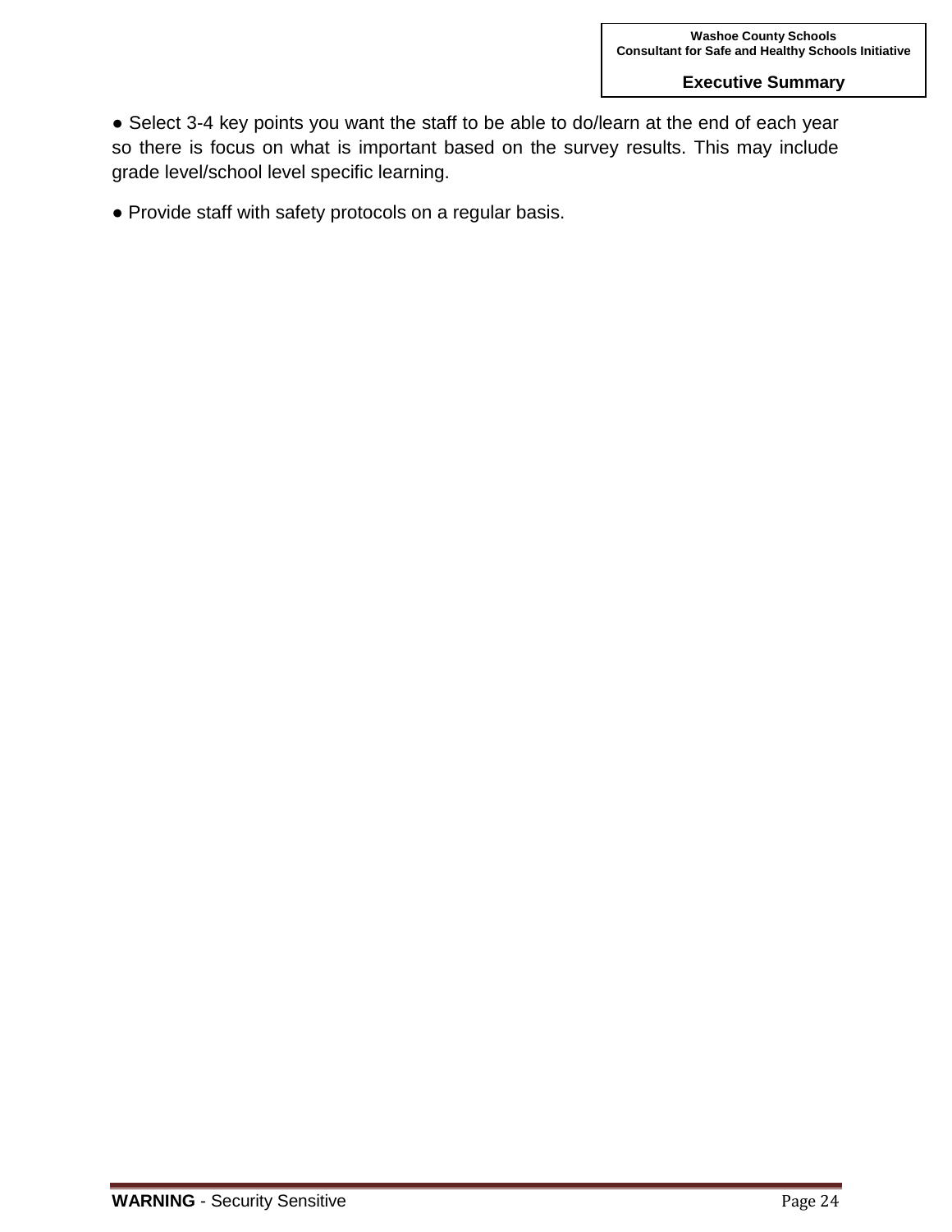● Select 3-4 key points you want the staff to be able to do/learn at the end of each year so there is focus on what is important based on the survey results. This may include grade level/school level specific learning.

● Provide staff with safety protocols on a regular basis.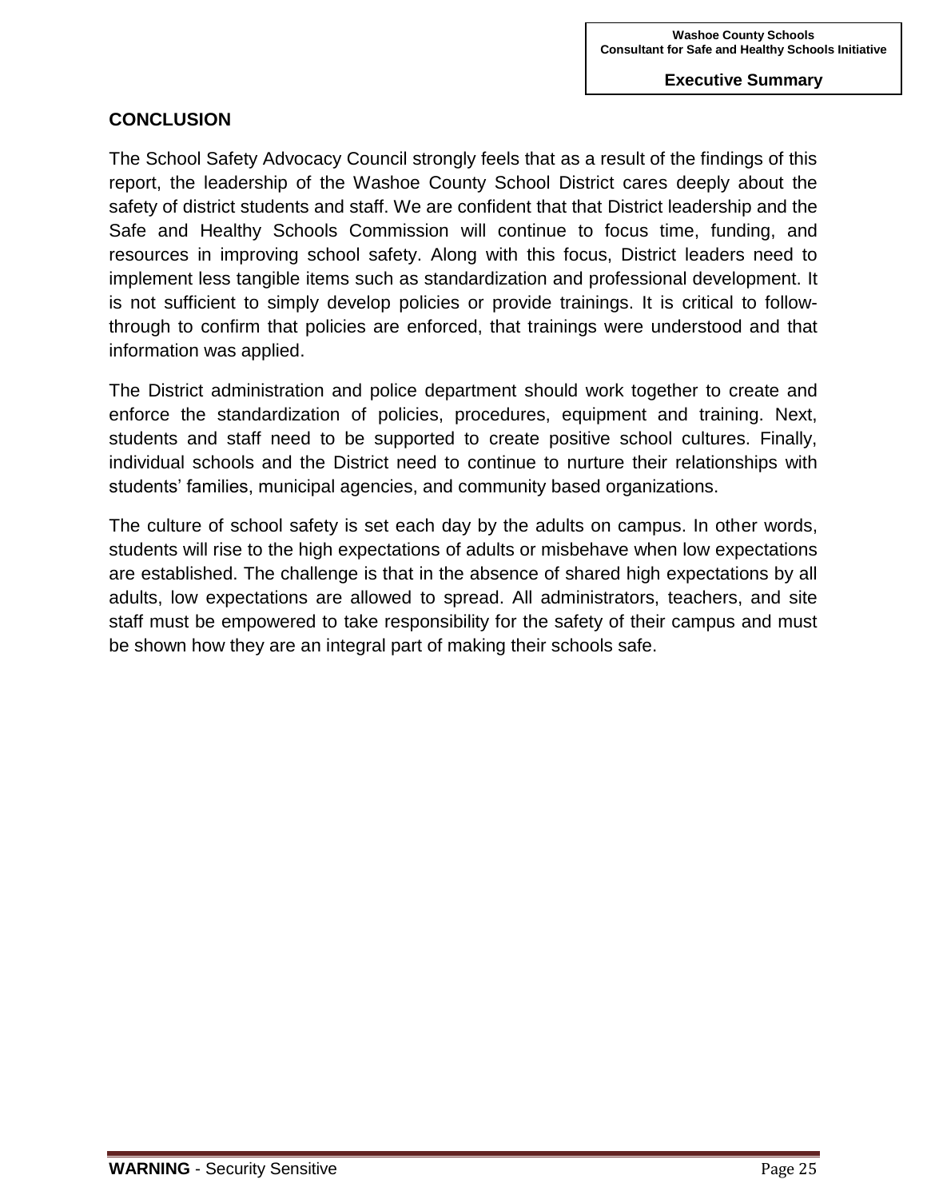## CONCLUSION

The School Safety Advocacy Council strongly feels that as a result of the findings of this report, the leadership of the Washoe County School District cares deeply about the safety of district students and staff. We are confident that that District leadership and the Safe and Healthy Schools Commission will continue to focus time, funding, and resources in improving school safety. Along with this focus, District leaders need to implement less tangible items such as standardization and professional development. It is not sufficient to simply develop policies or provide trainings. It is critical to follow-through to confirm that policies are enforced, that trainings were understood and that information was applied.

The District administration and police department should work together to create and enforce the standardization of policies, procedures, equipment and training. Next, students and staff need to be supported to create positive school cultures. Finally, individual schools and the District need to continue to nurture their relationships with students' families, municipal agencies, and community based organizations.

The culture of school safety is set each day by the adults on campus. In other words, students will rise to the high expectations of adults or misbehave when low expectations are established. The challenge is that in the absence of shared high expectations by all adults, low expectations are allowed to spread. All administrators, teachers, and site staff must be empowered to take responsibility for the safety of their campus and must be shown how they are an integral part of making their schools safe.